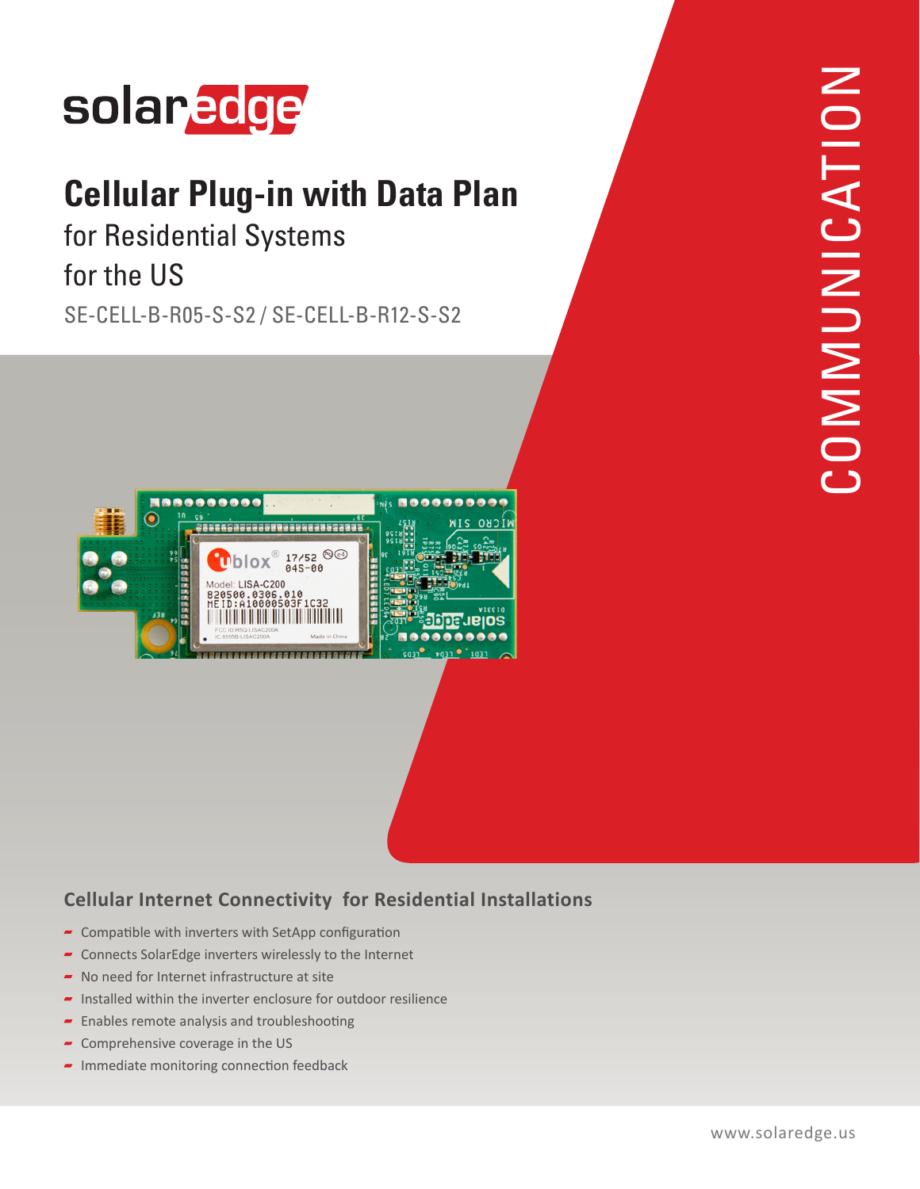solaredge

# Cellular Plug-in with Data Plan

for Residential Systems

for the US

SE-CELL-B-R05-S-S2 / SE-CELL-B-R12-S-S2

COMMUNICATION

## Cellular Internet Connectivity for Residential Installations

- Compatible with inverters with SetApp configuration
- Connects SolarEdge inverters wirelessly to the Internet
- No need for Internet infrastructure at site
- Installed within the inverter enclosure for outdoor resilience
- Enables remote analysis and troubleshooting
- Comprehensive coverage in the US
- Immediate monitoring connection feedback

www.solaredge.us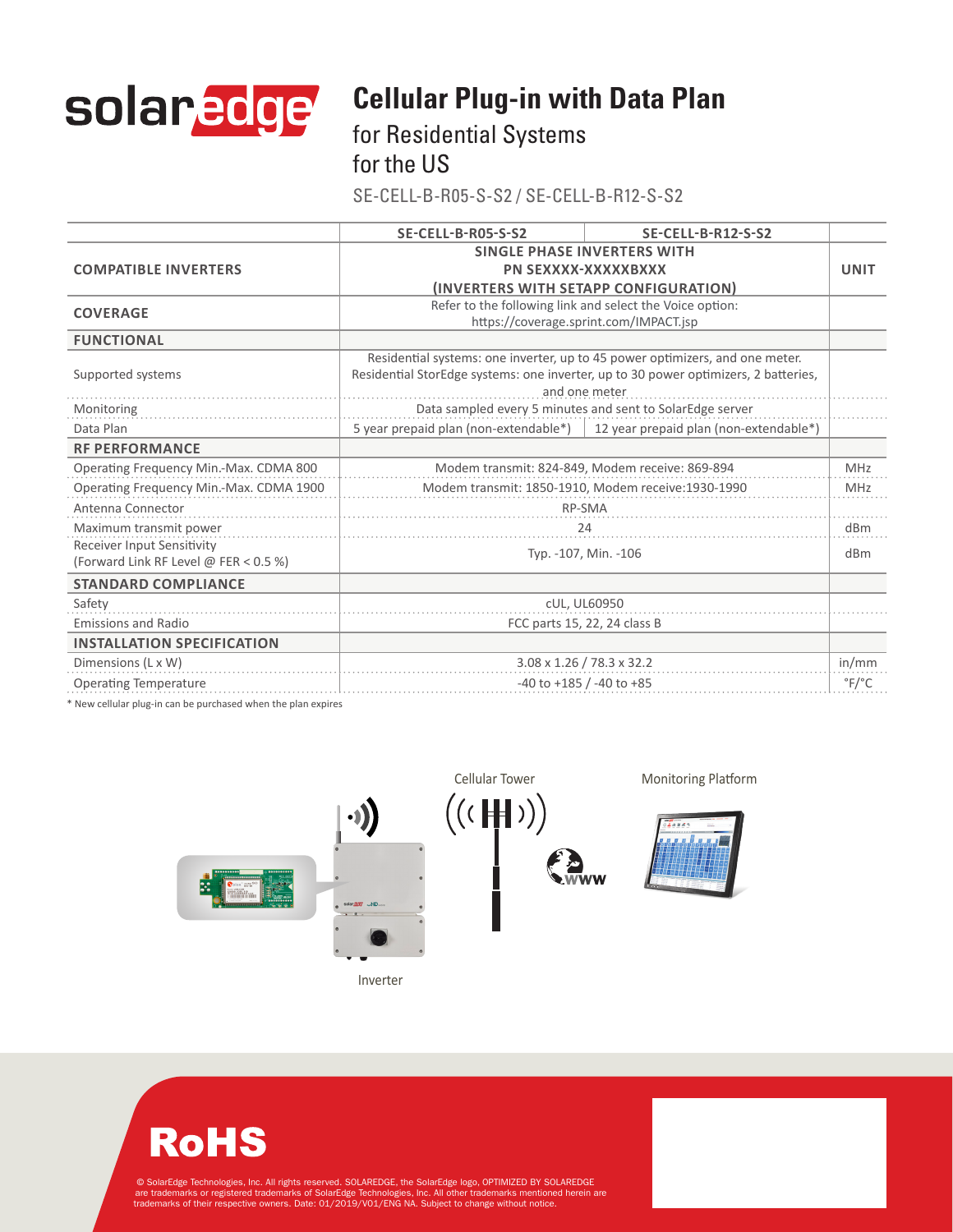# Cellular Plug-in with Data Plan

## for Residential Systems for the US

SE-CELL-B-R05-S-S2 / SE-CELL-B-R12-S-S2

| | SE-CELL-B-R05-S-S2 | SE-CELL-B-R12-S-S2 | |
|---|---|---|---|
| **COMPATIBLE INVERTERS** | SINGLE PHASE INVERTERS WITH PN SEXXXX-XXXXXBXXX (INVERTERS WITH SETAPP CONFIGURATION) | | **UNIT** |
| **COVERAGE** | Refer to the following link and select the Voice option: https://coverage.sprint.com/IMPACT.jsp | | |
| **FUNCTIONAL** | | | |
| Supported systems | Residential systems: one inverter, up to 45 power optimizers, and one meter. Residential StorEdge systems: one inverter, up to 30 power optimizers, 2 batteries, and one meter | | |
| Monitoring | Data sampled every 5 minutes and sent to SolarEdge server | | |
| Data Plan | 5 year prepaid plan (non-extendable*) | 12 year prepaid plan (non-extendable*) | |
| **RF PERFORMANCE** | | | |
| Operating Frequency Min.-Max. CDMA 800 | Modem transmit: 824-849, Modem receive: 869-894 | | MHz |
| Operating Frequency Min.-Max. CDMA 1900 | Modem transmit: 1850-1910, Modem receive:1930-1990 | | MHz |
| Antenna Connector | RP-SMA | | |
| Maximum transmit power | 24 | | dBm |
| Receiver Input Sensitivity (Forward Link RF Level @ FER < 0.5 %) | Typ. -107, Min. -106 | | dBm |
| **STANDARD COMPLIANCE** | | | |
| Safety | cUL, UL60950 | | |
| Emissions and Radio | FCC parts 15, 22, 24 class B | | |
| **INSTALLATION SPECIFICATION** | | | |
| Dimensions (L x W) | 3.08 x 1.26 / 78.3 x 32.2 | | in/mm |
| Operating Temperature | -40 to +185 / -40 to +85 | | °F/°C |

* New cellular plug-in can be purchased when the plan expires

Cellular Tower

Monitoring Platform

Inverter

RoHS

© SolarEdge Technologies, Inc. All rights reserved. SOLAREDGE, the SolarEdge logo, OPTIMIZED BY SOLAREDGE are trademarks or registered trademarks of SolarEdge Technologies, Inc. All other trademarks mentioned herein are trademarks of their respective owners. Date: 01/2019/V01/ENG NA. Subject to change without notice.